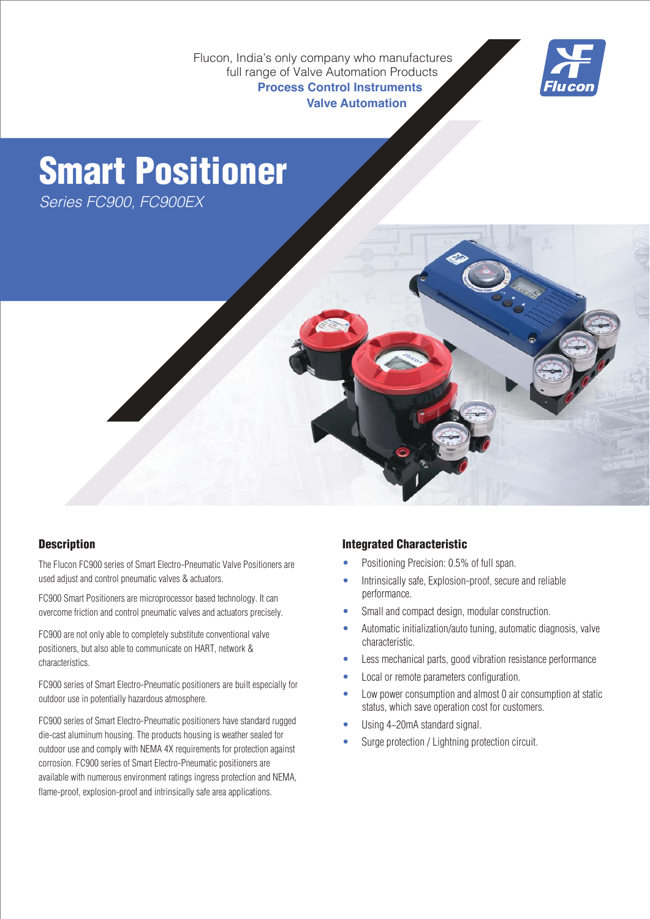Flucon, India's only company who manufactures full range of Valve Automation Products

**Process Control Instruments**

**Valve Automation**

# Smart Positioner

*Series FC900, FC900EX*

## Description

The Flucon FC900 series of Smart Electro-Pneumatic Valve Positioners are used adjust and control pneumatic valves & actuators.

FC900 Smart Positioners are microprocessor based technology. It can overcome friction and control pneumatic valves and actuators precisely.

FC900 are not only able to completely substitute conventional valve positioners, but also able to communicate on HART, network & characteristics.

FC900 series of Smart Electro-Pneumatic positioners are built especially for outdoor use in potentially hazardous atmosphere.

FC900 series of Smart Electro-Pneumatic positioners have standard rugged die-cast aluminum housing. The products housing is weather sealed for outdoor use and comply with NEMA 4X requirements for protection against corrosion. FC900 series of Smart Electro-Pneumatic positioners are available with numerous environment ratings ingress protection and NEMA, flame-proof, explosion-proof and intrinsically safe area applications.

## Integrated Characteristic

- Positioning Precision: 0.5% of full span.
- Intrinsically safe, Explosion-proof, secure and reliable performance.
- Small and compact design, modular construction.
- Automatic initialization/auto tuning, automatic diagnosis, valve characteristic.
- Less mechanical parts, good vibration resistance performance
- Local or remote parameters configuration.
- Low power consumption and almost 0 air consumption at static status, which save operation cost for customers.
- Using 4~20mA standard signal.
- Surge protection / Lightning protection circuit.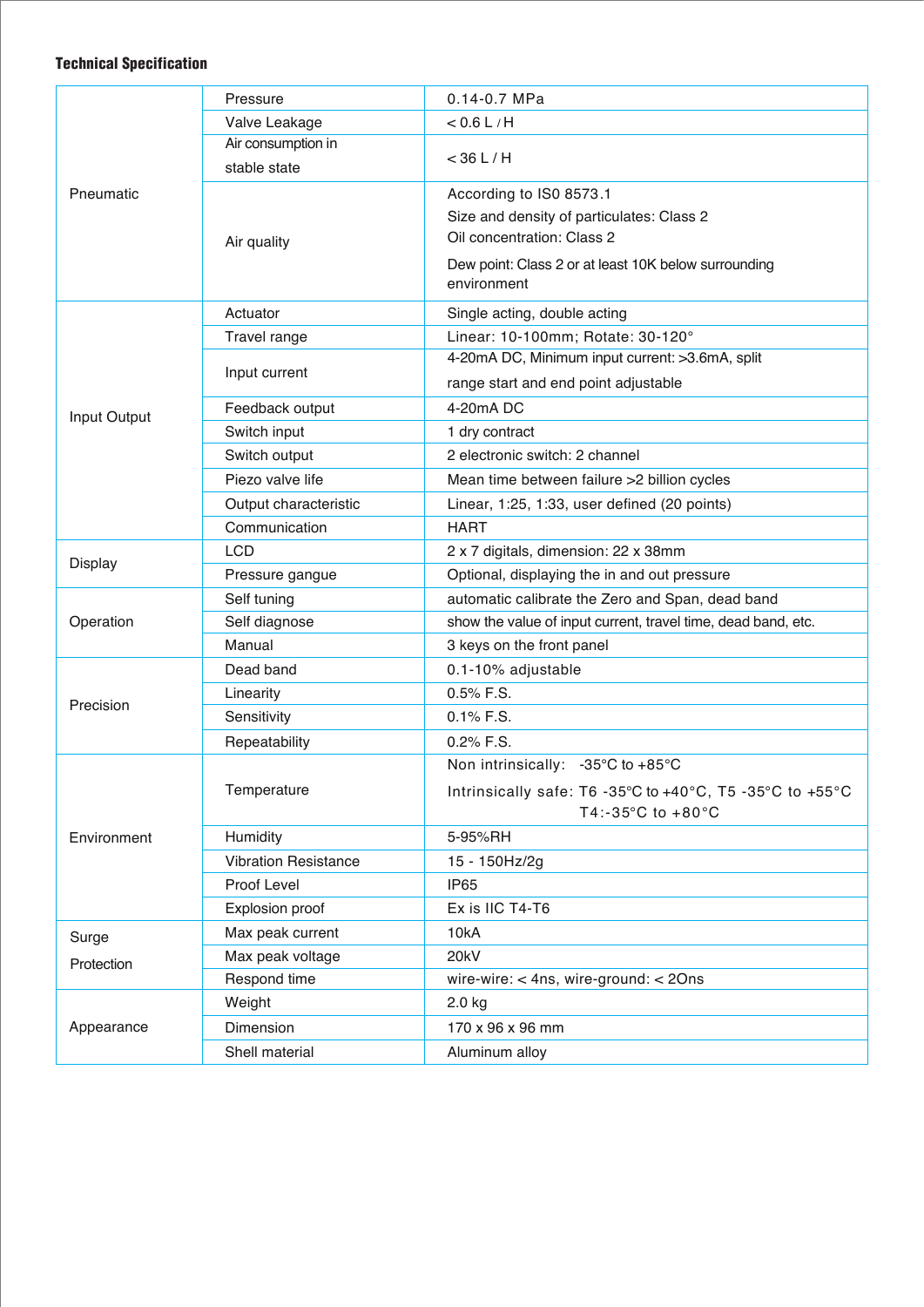**Technical Specification**

| | | |
|---|---|---|
| Pneumatic | Pressure | 0.14-0.7 MPa |
| | Valve Leakage | < 0.6 L / H |
| | Air consumption in stable state | < 36 L / H |
| | Air quality | According to IS0 8573.1<br>Size and density of particulates: Class 2<br>Oil concentration: Class 2<br>Dew point: Class 2 or at least 10K below surrounding environment |
| Input Output | Actuator | Single acting, double acting |
| | Travel range | Linear: 10-100mm; Rotate: 30-120° |
| | Input current | 4-20mA DC, Minimum input current: >3.6mA, split range start and end point adjustable |
| | Feedback output | 4-20mA DC |
| | Switch input | 1 dry contract |
| | Switch output | 2 electronic switch: 2 channel |
| | Piezo valve life | Mean time between failure >2 billion cycles |
| | Output characteristic | Linear, 1:25, 1:33, user defined (20 points) |
| | Communication | HART |
| Display | LCD | 2 x 7 digitals, dimension: 22 x 38mm |
| | Pressure gangue | Optional, displaying the in and out pressure |
| Operation | Self tuning | automatic calibrate the Zero and Span, dead band |
| | Self diagnose | show the value of input current, travel time, dead band, etc. |
| | Manual | 3 keys on the front panel |
| Precision | Dead band | 0.1-10% adjustable |
| | Linearity | 0.5% F.S. |
| | Sensitivity | 0.1% F.S. |
| | Repeatability | 0.2% F.S. |
| Environment | Temperature | Non intrinsically: -35°C to +85°C<br>Intrinsically safe: T6 -35°C to +40°C, T5 -35°C to +55°C T4:-35°C to +80°C |
| | Humidity | 5-95%RH |
| | Vibration Resistance | 15 - 150Hz/2g |
| | Proof Level | IP65 |
| | Explosion proof | Ex is IIC T4-T6 |
| Surge Protection | Max peak current | 10kA |
| | Max peak voltage | 20kV |
| | Respond time | wire-wire: < 4ns, wire-ground: < 2Ons |
| Appearance | Weight | 2.0 kg |
| | Dimension | 170 x 96 x 96 mm |
| | Shell material | Aluminum alloy |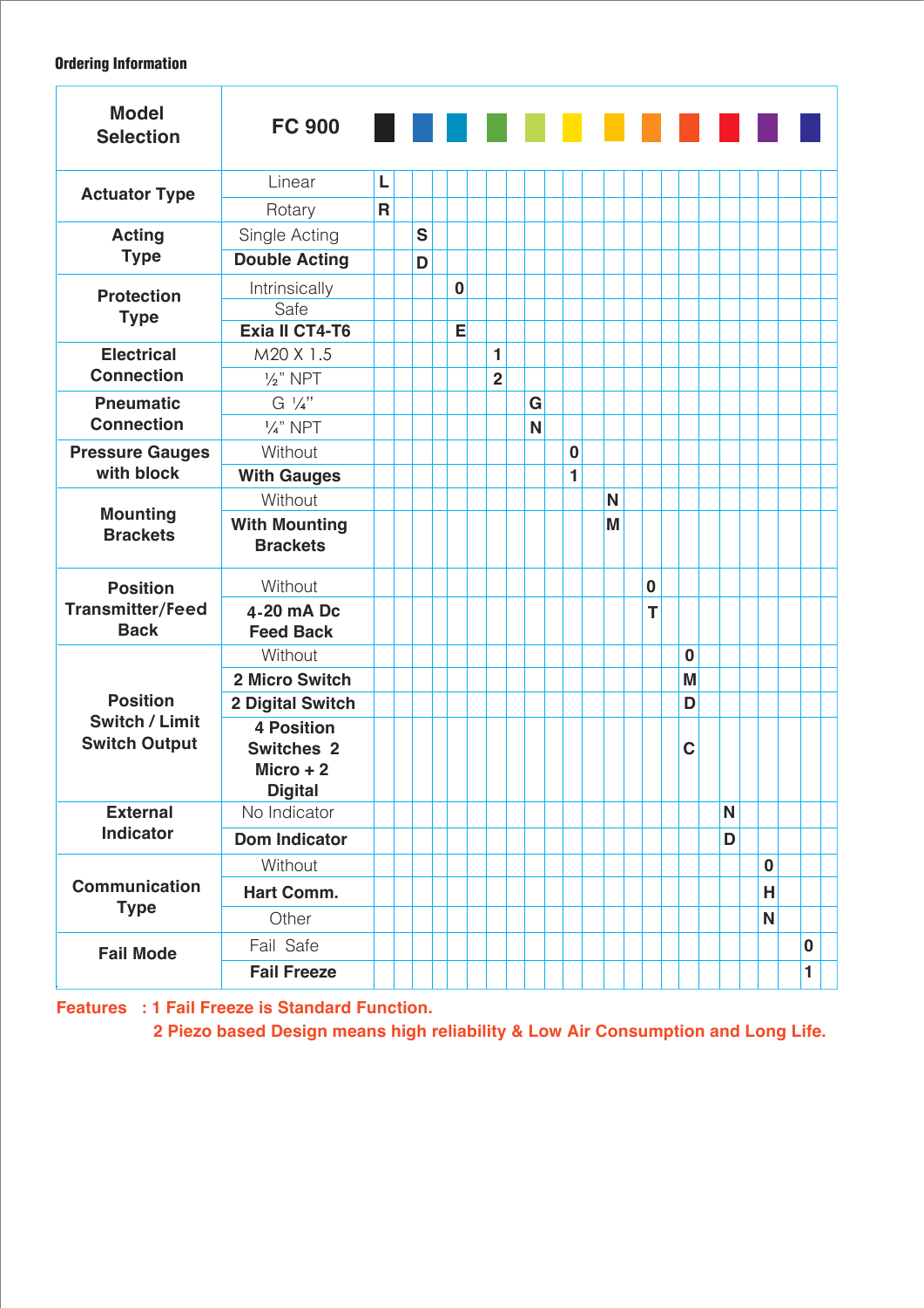#### Ordering Information

| Model Selection | FC 900 | | | | | | | | | | | |
|---|---|---|---|---|---|---|---|---|---|---|---|---|
| Actuator Type | Linear | L | | | | | | | | | | |
| | Rotary | R | | | | | | | | | | |
| Acting Type | Single Acting | | S | | | | | | | | | |
| | **Double Acting** | | D | | | | | | | | | |
| Protection Type | Intrinsically Safe | | | 0 | | | | | | | | |
| | **Exia II CT4-T6** | | | E | | | | | | | | |
| Electrical Connection | M20 X 1.5 | | | | 1 | | | | | | | |
| | ½" NPT | | | | 2 | | | | | | | |
| Pneumatic Connection | G ¼" | | | | | G | | | | | | |
| | ¼" NPT | | | | | N | | | | | | |
| Pressure Gauges with block | Without | | | | | | 0 | | | | | |
| | **With Gauges** | | | | | | 1 | | | | | |
| Mounting Brackets | Without | | | | | | | N | | | | |
| | **With Mounting Brackets** | | | | | | | M | | | | |
| Position Transmitter/Feed Back | Without | | | | | | | | 0 | | | |
| | **4-20 mA Dc Feed Back** | | | | | | | | T | | | |
| Position Switch / Limit Switch Output | Without | | | | | | | | | 0 | | |
| | **2 Micro Switch** | | | | | | | | | M | | |
| | **2 Digital Switch** | | | | | | | | | D | | |
| | **4 Position Switches 2 Micro + 2 Digital** | | | | | | | | | C | | |
| External Indicator | No Indicator | | | | | | | | | | N | |
| | **Dom Indicator** | | | | | | | | | | D | |
| Communication Type | Without | | | | | | | | | | | 0 |
| | **Hart Comm.** | | | | | | | | | | | H |
| | Other | | | | | | | | | | | N |
| Fail Mode | Fail Safe | | | | | | | | | | | | 0 |
| | **Fail Freeze** | | | | | | | | | | | | 1 |

**Features : 1 Fail Freeze is Standard Function.**

**2 Piezo based Design means high reliability & Low Air Consumption and Long Life.**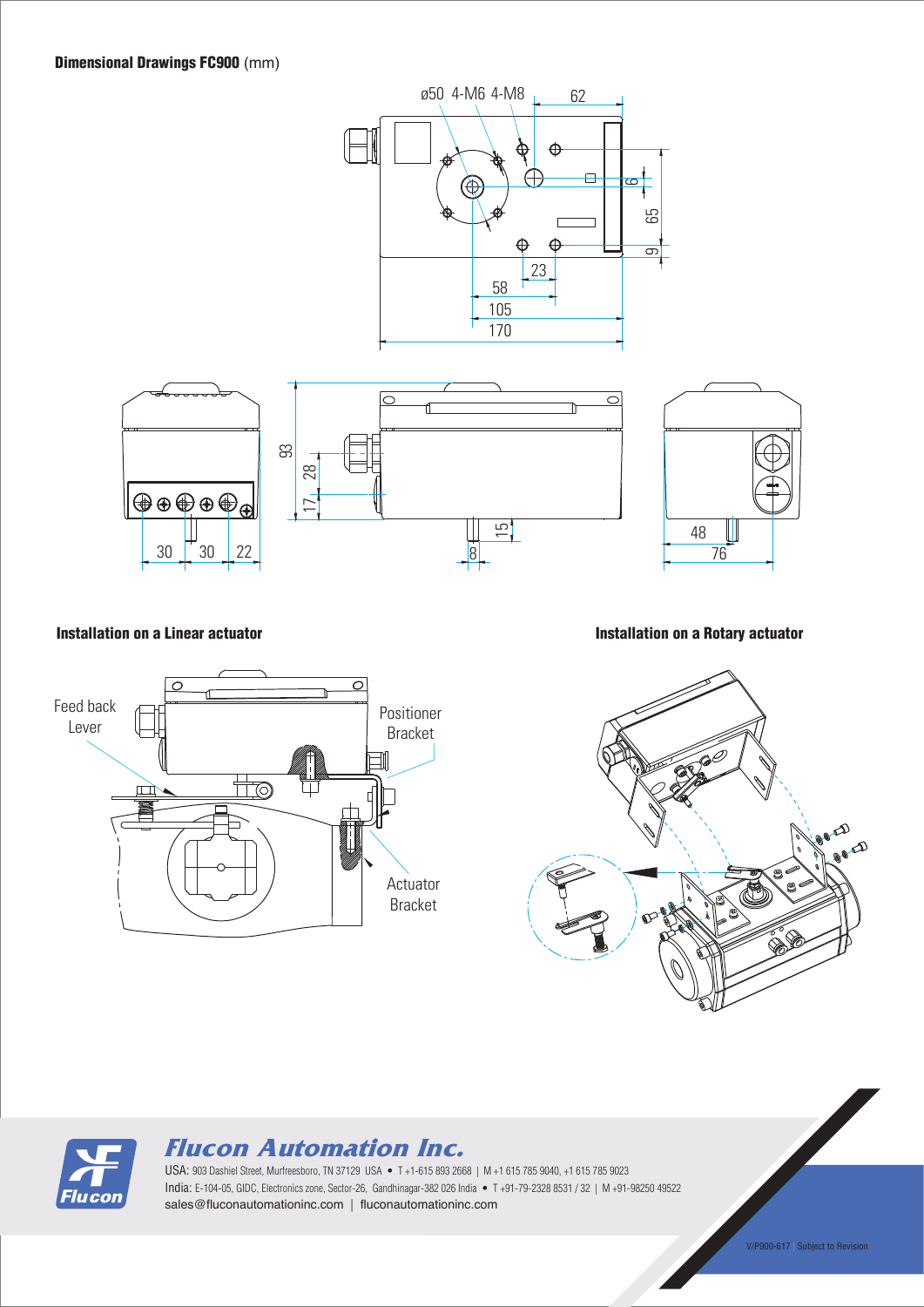**Dimensional Drawings FC900** (mm)

ø50 4-M6 4-M8
62
6
65
9
23
58
105
170

93
28
17
30 30 22
15
8
48
76

**Installation on a Linear actuator**

Feed back Lever
Positioner Bracket
Actuator Bracket

**Installation on a Rotary actuator**

## Flucon Automation Inc.

USA: 903 Dashiel Street, Murfreesboro, TN 37129 USA • T +1-615 893 2668 | M +1 615 785 9040, +1 615 785 9023
India: E-104-05, GIDC, Electronics zone, Sector-26, Gandhinagar-382 026 India • T +91-79-2328 8531 / 32 | M +91-98250 49522
sales@fluconautomationinc.com | fluconautomationinc.com

V/P900-617 | Subject to Revision